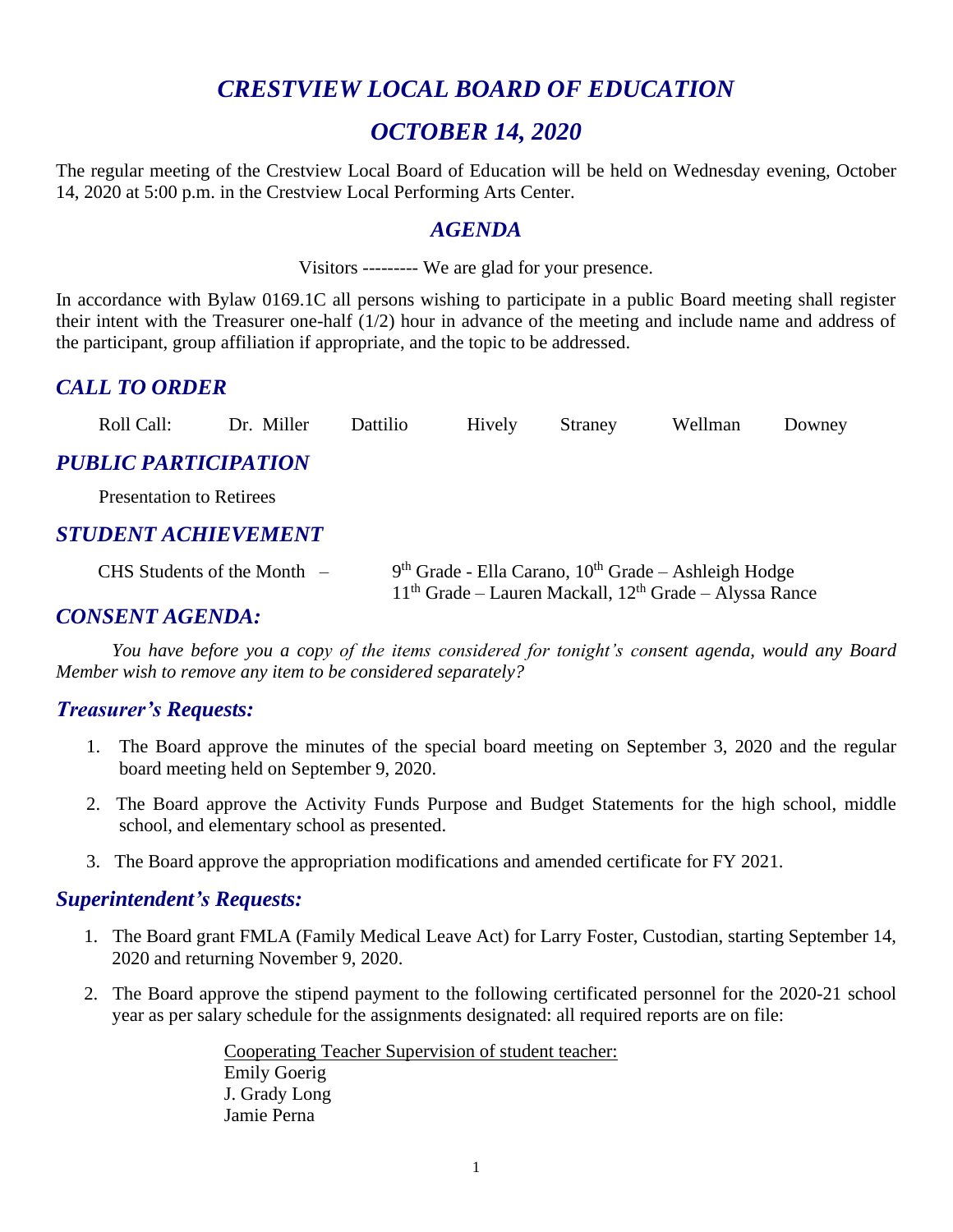# *CRESTVIEW LOCAL BOARD OF EDUCATION*

## *OCTOBER 14, 2020*

The regular meeting of the Crestview Local Board of Education will be held on Wednesday evening, October 14, 2020 at 5:00 p.m. in the Crestview Local Performing Arts Center.

### *AGENDA*

Visitors --------- We are glad for your presence.

In accordance with Bylaw 0169.1C all persons wishing to participate in a public Board meeting shall register their intent with the Treasurer one-half (1/2) hour in advance of the meeting and include name and address of the participant, group affiliation if appropriate, and the topic to be addressed.

### *CALL TO ORDER*

Roll Call: Dr. Miller Dattilio Hively Straney Wellman Downey

### *PUBLIC PARTICIPATION*

Presentation to Retirees

### *STUDENT ACHIEVEMENT*

CHS Students of the Month – 9th Grade - Ella Carano, 10th Grade – Ashleigh Hodge
11th Grade – Lauren Mackall, 12th Grade – Alyssa Rance

### *CONSENT AGENDA:*

*You have before you a copy of the items considered for tonight's consent agenda, would any Board Member wish to remove any item to be considered separately?*

### *Treasurer's Requests:*

1. The Board approve the minutes of the special board meeting on September 3, 2020 and the regular board meeting held on September 9, 2020.
2. The Board approve the Activity Funds Purpose and Budget Statements for the high school, middle school, and elementary school as presented.
3. The Board approve the appropriation modifications and amended certificate for FY 2021.

### *Superintendent's Requests:*

1. The Board grant FMLA (Family Medical Leave Act) for Larry Foster, Custodian, starting September 14, 2020 and returning November 9, 2020.
2. The Board approve the stipend payment to the following certificated personnel for the 2020-21 school year as per salary schedule for the assignments designated: all required reports are on file:

   <u>Cooperating Teacher Supervision of student teacher:</u>
   Emily Goerig
   J. Grady Long
   Jamie Perna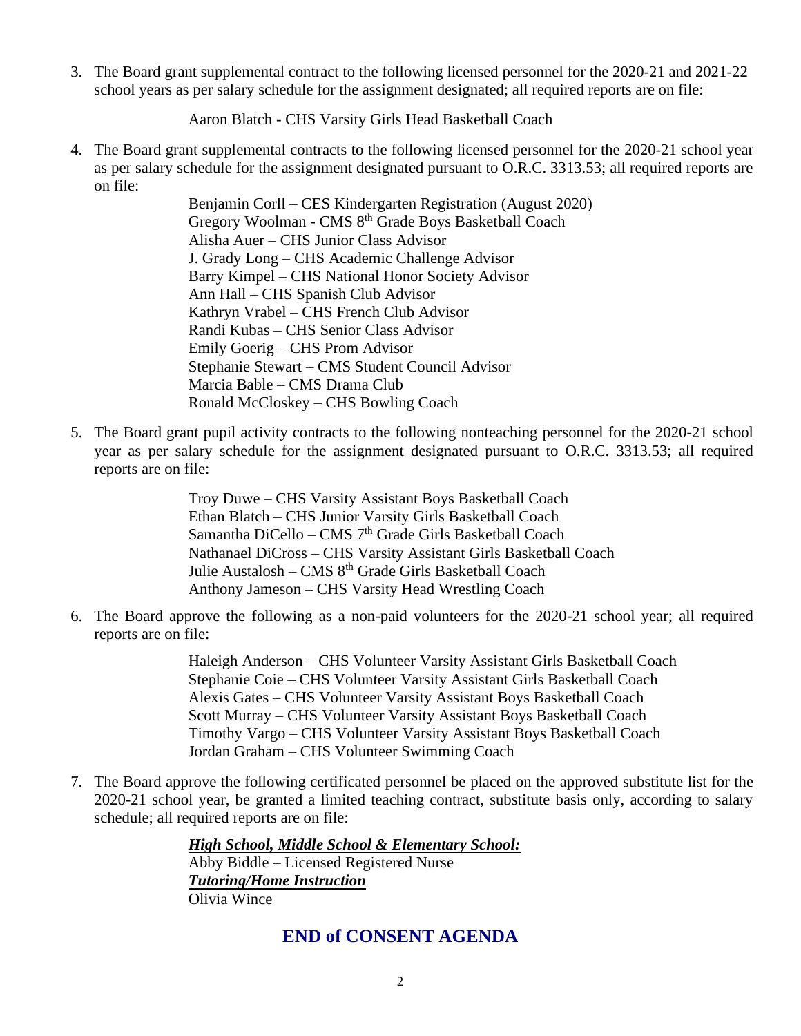3. The Board grant supplemental contract to the following licensed personnel for the 2020-21 and 2021-22 school years as per salary schedule for the assignment designated; all required reports are on file:

   Aaron Blatch - CHS Varsity Girls Head Basketball Coach

4. The Board grant supplemental contracts to the following licensed personnel for the 2020-21 school year as per salary schedule for the assignment designated pursuant to O.R.C. 3313.53; all required reports are on file:

   Benjamin Corll – CES Kindergarten Registration (August 2020)
   Gregory Woolman - CMS 8th Grade Boys Basketball Coach
   Alisha Auer – CHS Junior Class Advisor
   J. Grady Long – CHS Academic Challenge Advisor
   Barry Kimpel – CHS National Honor Society Advisor
   Ann Hall – CHS Spanish Club Advisor
   Kathryn Vrabel – CHS French Club Advisor
   Randi Kubas – CHS Senior Class Advisor
   Emily Goerig – CHS Prom Advisor
   Stephanie Stewart – CMS Student Council Advisor
   Marcia Bable – CMS Drama Club
   Ronald McCloskey – CHS Bowling Coach

5. The Board grant pupil activity contracts to the following nonteaching personnel for the 2020-21 school year as per salary schedule for the assignment designated pursuant to O.R.C. 3313.53; all required reports are on file:

   Troy Duwe – CHS Varsity Assistant Boys Basketball Coach
   Ethan Blatch – CHS Junior Varsity Girls Basketball Coach
   Samantha DiCello – CMS 7th Grade Girls Basketball Coach
   Nathanael DiCross – CHS Varsity Assistant Girls Basketball Coach
   Julie Austalosh – CMS 8th Grade Girls Basketball Coach
   Anthony Jameson – CHS Varsity Head Wrestling Coach

6. The Board approve the following as a non-paid volunteers for the 2020-21 school year; all required reports are on file:

   Haleigh Anderson – CHS Volunteer Varsity Assistant Girls Basketball Coach
   Stephanie Coie – CHS Volunteer Varsity Assistant Girls Basketball Coach
   Alexis Gates – CHS Volunteer Varsity Assistant Boys Basketball Coach
   Scott Murray – CHS Volunteer Varsity Assistant Boys Basketball Coach
   Timothy Vargo – CHS Volunteer Varsity Assistant Boys Basketball Coach
   Jordan Graham – CHS Volunteer Swimming Coach

7. The Board approve the following certificated personnel be placed on the approved substitute list for the 2020-21 school year, be granted a limited teaching contract, substitute basis only, according to salary schedule; all required reports are on file:

   ***High School, Middle School & Elementary School:***
   Abby Biddle – Licensed Registered Nurse
   ***Tutoring/Home Instruction***
   Olivia Wince

## END of CONSENT AGENDA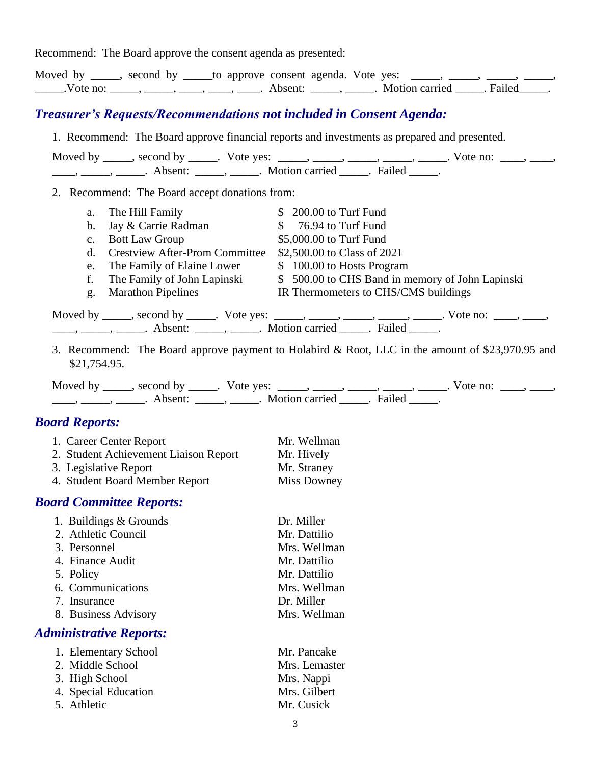Recommend: The Board approve the consent agenda as presented:

Moved by _____, second by _____to approve consent agenda. Vote yes: _____, _____, _____, _____, _____.Vote no: _____, _____, ____, ____, ____. Absent: _____, _____. Motion carried _____. Failed_____.

## *Treasurer's Requests/Recommendations not included in Consent Agenda:*

1. Recommend: The Board approve financial reports and investments as prepared and presented.

   Moved by _____, second by _____. Vote yes: _____, _____, _____, _____, _____. Vote no: ____, ____, ____, _____, _____. Absent: _____, _____. Motion carried _____. Failed _____.

2. Recommend: The Board accept donations from:

   a. The Hill Family — $ 200.00 to Turf Fund
   b. Jay & Carrie Radman — $ 76.94 to Turf Fund
   c. Bott Law Group — $5,000.00 to Turf Fund
   d. Crestview After-Prom Committee — $2,500.00 to Class of 2021
   e. The Family of Elaine Lower — $ 100.00 to Hosts Program
   f. The Family of John Lapinski — $ 500.00 to CHS Band in memory of John Lapinski
   g. Marathon Pipelines — IR Thermometers to CHS/CMS buildings

   Moved by _____, second by _____. Vote yes: _____, _____, _____, _____, _____. Vote no: ____, ____, ____, _____, _____. Absent: _____, _____. Motion carried _____. Failed _____.

3. Recommend: The Board approve payment to Holabird & Root, LLC in the amount of $23,970.95 and $21,754.95.

   Moved by _____, second by _____. Vote yes: _____, _____, _____, _____, _____. Vote no: ____, ____, ____, _____, _____. Absent: _____, _____. Motion carried _____. Failed _____.

## *Board Reports:*

1. Career Center Report — Mr. Wellman
2. Student Achievement Liaison Report — Mr. Hively
3. Legislative Report — Mr. Straney
4. Student Board Member Report — Miss Downey

## *Board Committee Reports:*

1. Buildings & Grounds — Dr. Miller
2. Athletic Council — Mr. Dattilio
3. Personnel — Mrs. Wellman
4. Finance Audit — Mr. Dattilio
5. Policy — Mr. Dattilio
6. Communications — Mrs. Wellman
7. Insurance — Dr. Miller
8. Business Advisory — Mrs. Wellman

## *Administrative Reports:*

1. Elementary School — Mr. Pancake
2. Middle School — Mrs. Lemaster
3. High School — Mrs. Nappi
4. Special Education — Mrs. Gilbert
5. Athletic — Mr. Cusick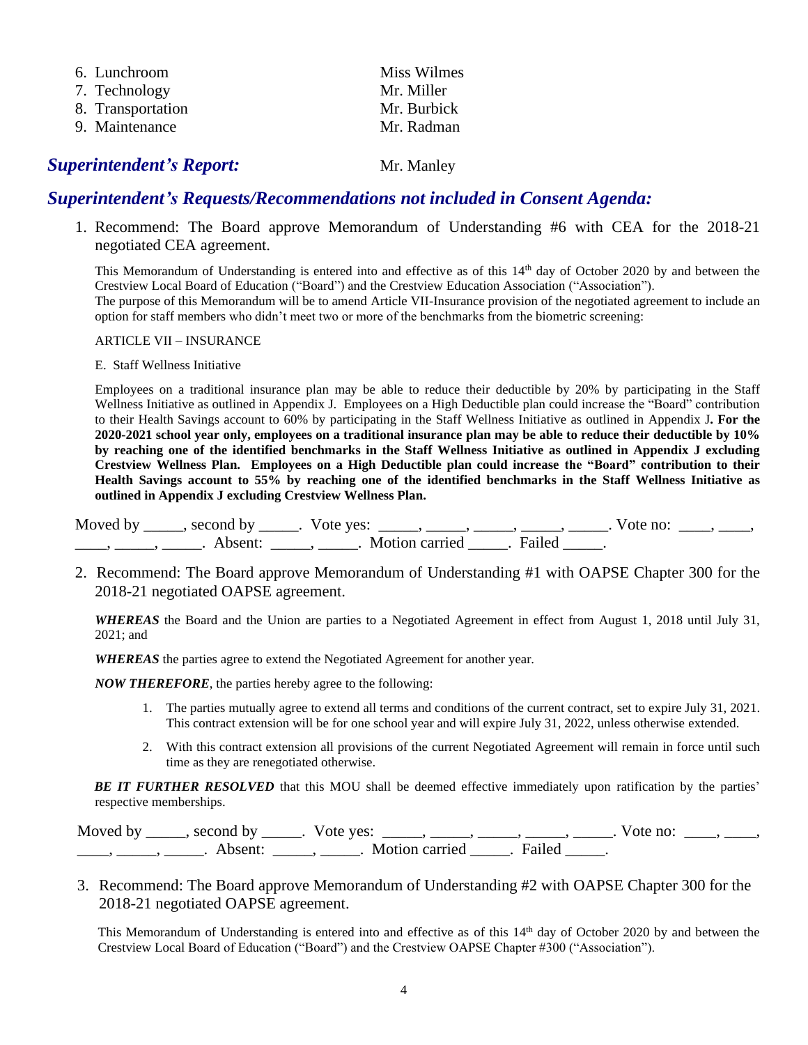6. Lunchroom — Miss Wilmes
7. Technology — Mr. Miller
8. Transportation — Mr. Burbick
9. Maintenance — Mr. Radman

## *Superintendent's Report:* Mr. Manley

## *Superintendent's Requests/Recommendations not included in Consent Agenda:*

1. Recommend: The Board approve Memorandum of Understanding #6 with CEA for the 2018-21 negotiated CEA agreement.

   This Memorandum of Understanding is entered into and effective as of this 14th day of October 2020 by and between the Crestview Local Board of Education ("Board") and the Crestview Education Association ("Association").
   The purpose of this Memorandum will be to amend Article VII-Insurance provision of the negotiated agreement to include an option for staff members who didn't meet two or more of the benchmarks from the biometric screening:

   ARTICLE VII – INSURANCE

   E. Staff Wellness Initiative

   Employees on a traditional insurance plan may be able to reduce their deductible by 20% by participating in the Staff Wellness Initiative as outlined in Appendix J. Employees on a High Deductible plan could increase the "Board" contribution to their Health Savings account to 60% by participating in the Staff Wellness Initiative as outlined in Appendix J**. For the 2020-2021 school year only, employees on a traditional insurance plan may be able to reduce their deductible by 10% by reaching one of the identified benchmarks in the Staff Wellness Initiative as outlined in Appendix J excluding Crestview Wellness Plan. Employees on a High Deductible plan could increase the "Board" contribution to their Health Savings account to 55% by reaching one of the identified benchmarks in the Staff Wellness Initiative as outlined in Appendix J excluding Crestview Wellness Plan.**

   Moved by _____, second by _____. Vote yes: _____, _____, _____, _____, _____. Vote no: ____, ____, ____, _____, _____. Absent: _____, _____. Motion carried _____. Failed _____.

2. Recommend: The Board approve Memorandum of Understanding #1 with OAPSE Chapter 300 for the 2018-21 negotiated OAPSE agreement.

   ***WHEREAS*** the Board and the Union are parties to a Negotiated Agreement in effect from August 1, 2018 until July 31, 2021; and

   ***WHEREAS*** the parties agree to extend the Negotiated Agreement for another year.

   ***NOW THEREFORE***, the parties hereby agree to the following:

   1. The parties mutually agree to extend all terms and conditions of the current contract, set to expire July 31, 2021. This contract extension will be for one school year and will expire July 31, 2022, unless otherwise extended.
   2. With this contract extension all provisions of the current Negotiated Agreement will remain in force until such time as they are renegotiated otherwise.

   ***BE IT FURTHER RESOLVED*** that this MOU shall be deemed effective immediately upon ratification by the parties' respective memberships.

   Moved by _____, second by _____. Vote yes: _____, _____, _____, _____, _____. Vote no: ____, ____, ____, _____, _____. Absent: _____, _____. Motion carried _____. Failed _____.

3. Recommend: The Board approve Memorandum of Understanding #2 with OAPSE Chapter 300 for the 2018-21 negotiated OAPSE agreement.

   This Memorandum of Understanding is entered into and effective as of this 14th day of October 2020 by and between the Crestview Local Board of Education ("Board") and the Crestview OAPSE Chapter #300 ("Association").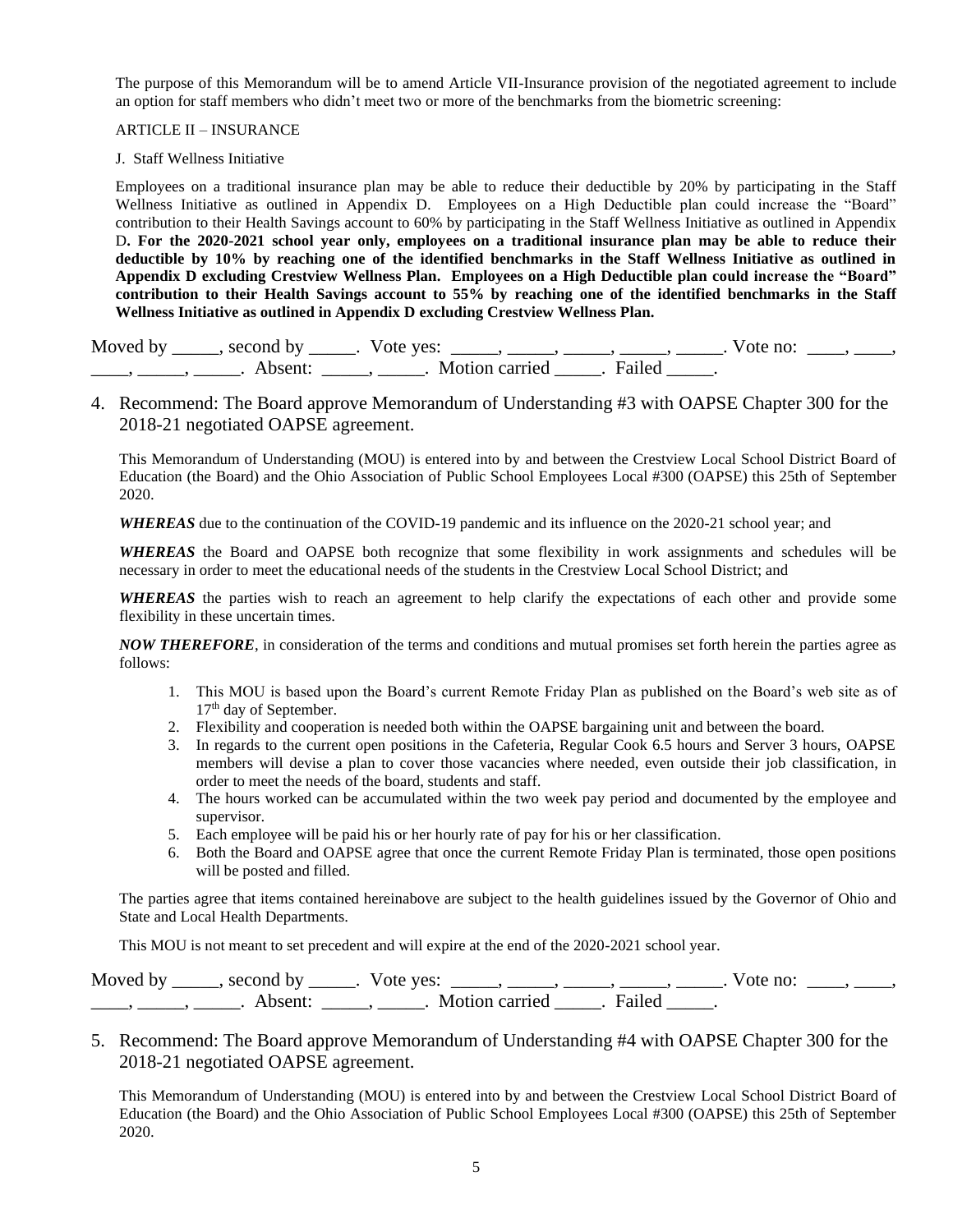The purpose of this Memorandum will be to amend Article VII-Insurance provision of the negotiated agreement to include an option for staff members who didn't meet two or more of the benchmarks from the biometric screening:

ARTICLE II – INSURANCE

J. Staff Wellness Initiative

Employees on a traditional insurance plan may be able to reduce their deductible by 20% by participating in the Staff Wellness Initiative as outlined in Appendix D. Employees on a High Deductible plan could increase the "Board" contribution to their Health Savings account to 60% by participating in the Staff Wellness Initiative as outlined in Appendix D**. For the 2020-2021 school year only, employees on a traditional insurance plan may be able to reduce their deductible by 10% by reaching one of the identified benchmarks in the Staff Wellness Initiative as outlined in Appendix D excluding Crestview Wellness Plan. Employees on a High Deductible plan could increase the "Board" contribution to their Health Savings account to 55% by reaching one of the identified benchmarks in the Staff Wellness Initiative as outlined in Appendix D excluding Crestview Wellness Plan.**

Moved by _____, second by _____. Vote yes: _____, _____, _____, _____, _____. Vote no: ____, ____, ____, _____, _____. Absent: _____, _____. Motion carried _____. Failed _____.

4. Recommend: The Board approve Memorandum of Understanding #3 with OAPSE Chapter 300 for the 2018-21 negotiated OAPSE agreement.

This Memorandum of Understanding (MOU) is entered into by and between the Crestview Local School District Board of Education (the Board) and the Ohio Association of Public School Employees Local #300 (OAPSE) this 25th of September 2020.

***WHEREAS*** due to the continuation of the COVID-19 pandemic and its influence on the 2020-21 school year; and

***WHEREAS*** the Board and OAPSE both recognize that some flexibility in work assignments and schedules will be necessary in order to meet the educational needs of the students in the Crestview Local School District; and

***WHEREAS*** the parties wish to reach an agreement to help clarify the expectations of each other and provide some flexibility in these uncertain times.

***NOW THEREFORE***, in consideration of the terms and conditions and mutual promises set forth herein the parties agree as follows:

1. This MOU is based upon the Board's current Remote Friday Plan as published on the Board's web site as of 17th day of September.
2. Flexibility and cooperation is needed both within the OAPSE bargaining unit and between the board.
3. In regards to the current open positions in the Cafeteria, Regular Cook 6.5 hours and Server 3 hours, OAPSE members will devise a plan to cover those vacancies where needed, even outside their job classification, in order to meet the needs of the board, students and staff.
4. The hours worked can be accumulated within the two week pay period and documented by the employee and supervisor.
5. Each employee will be paid his or her hourly rate of pay for his or her classification.
6. Both the Board and OAPSE agree that once the current Remote Friday Plan is terminated, those open positions will be posted and filled.

The parties agree that items contained hereinabove are subject to the health guidelines issued by the Governor of Ohio and State and Local Health Departments.

This MOU is not meant to set precedent and will expire at the end of the 2020-2021 school year.

Moved by _____, second by _____. Vote yes: _____, _____, _____, _____, _____. Vote no: ____, ____, ____, _____, _____. Absent: _____, _____. Motion carried _____. Failed _____.

5. Recommend: The Board approve Memorandum of Understanding #4 with OAPSE Chapter 300 for the 2018-21 negotiated OAPSE agreement.

This Memorandum of Understanding (MOU) is entered into by and between the Crestview Local School District Board of Education (the Board) and the Ohio Association of Public School Employees Local #300 (OAPSE) this 25th of September 2020.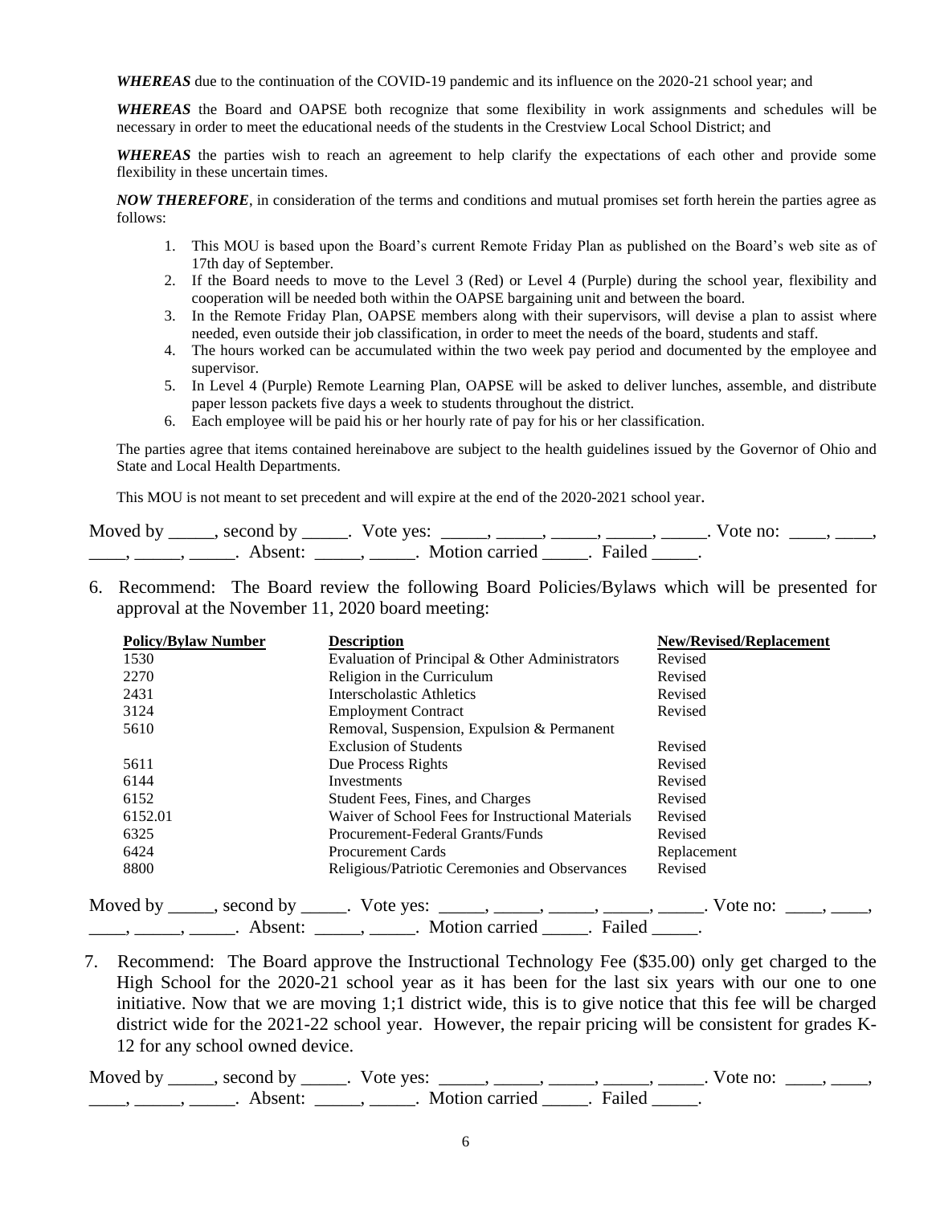***WHEREAS*** due to the continuation of the COVID-19 pandemic and its influence on the 2020-21 school year; and

***WHEREAS*** the Board and OAPSE both recognize that some flexibility in work assignments and schedules will be necessary in order to meet the educational needs of the students in the Crestview Local School District; and

***WHEREAS*** the parties wish to reach an agreement to help clarify the expectations of each other and provide some flexibility in these uncertain times.

***NOW THEREFORE***, in consideration of the terms and conditions and mutual promises set forth herein the parties agree as follows:

1. This MOU is based upon the Board's current Remote Friday Plan as published on the Board's web site as of 17th day of September.
2. If the Board needs to move to the Level 3 (Red) or Level 4 (Purple) during the school year, flexibility and cooperation will be needed both within the OAPSE bargaining unit and between the board.
3. In the Remote Friday Plan, OAPSE members along with their supervisors, will devise a plan to assist where needed, even outside their job classification, in order to meet the needs of the board, students and staff.
4. The hours worked can be accumulated within the two week pay period and documented by the employee and supervisor.
5. In Level 4 (Purple) Remote Learning Plan, OAPSE will be asked to deliver lunches, assemble, and distribute paper lesson packets five days a week to students throughout the district.
6. Each employee will be paid his or her hourly rate of pay for his or her classification.

The parties agree that items contained hereinabove are subject to the health guidelines issued by the Governor of Ohio and State and Local Health Departments.

This MOU is not meant to set precedent and will expire at the end of the 2020-2021 school year.

Moved by _____, second by _____. Vote yes: _____, _____, _____, _____, _____. Vote no: ____, ____, ____, _____, _____. Absent: _____, _____. Motion carried _____. Failed _____.

6. Recommend: The Board review the following Board Policies/Bylaws which will be presented for approval at the November 11, 2020 board meeting:

| Policy/Bylaw Number | Description | New/Revised/Replacement |
|---|---|---|
| 1530 | Evaluation of Principal & Other Administrators | Revised |
| 2270 | Religion in the Curriculum | Revised |
| 2431 | Interscholastic Athletics | Revised |
| 3124 | Employment Contract | Revised |
| 5610 | Removal, Suspension, Expulsion & Permanent Exclusion of Students | Revised |
| 5611 | Due Process Rights | Revised |
| 6144 | Investments | Revised |
| 6152 | Student Fees, Fines, and Charges | Revised |
| 6152.01 | Waiver of School Fees for Instructional Materials | Revised |
| 6325 | Procurement-Federal Grants/Funds | Revised |
| 6424 | Procurement Cards | Replacement |
| 8800 | Religious/Patriotic Ceremonies and Observances | Revised |

Moved by _____, second by _____. Vote yes: _____, _____, _____, _____, _____. Vote no: ____, ____, ____, _____, _____. Absent: _____, _____. Motion carried _____. Failed _____.

7. Recommend: The Board approve the Instructional Technology Fee ($35.00) only get charged to the High School for the 2020-21 school year as it has been for the last six years with our one to one initiative. Now that we are moving 1;1 district wide, this is to give notice that this fee will be charged district wide for the 2021-22 school year. However, the repair pricing will be consistent for grades K-12 for any school owned device.

Moved by _____, second by _____. Vote yes: _____, _____, _____, _____, _____. Vote no: ____, ____, ____, _____, _____. Absent: _____, _____. Motion carried _____. Failed _____.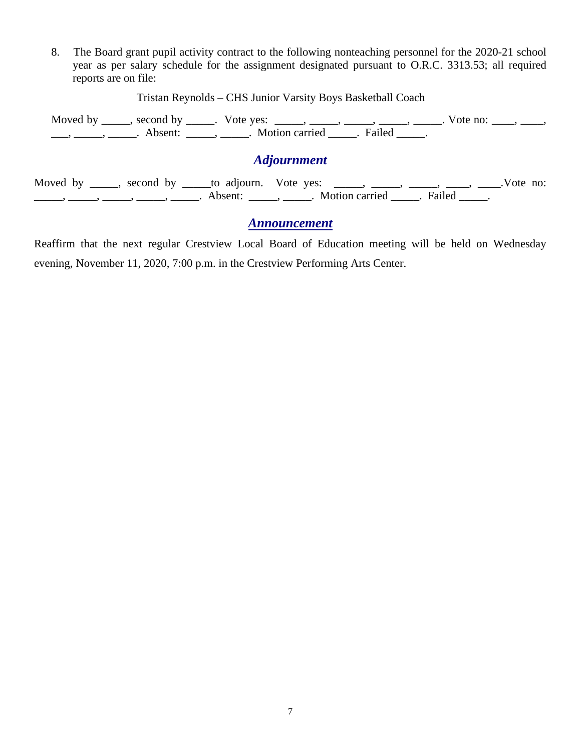8. The Board grant pupil activity contract to the following nonteaching personnel for the 2020-21 school year as per salary schedule for the assignment designated pursuant to O.R.C. 3313.53; all required reports are on file:

   Tristan Reynolds – CHS Junior Varsity Boys Basketball Coach

   Moved by _____, second by _____. Vote yes: _____, _____, _____, _____, _____. Vote no: ____, ____, ___, _____, _____. Absent: _____, _____. Motion carried _____. Failed _____.

## *Adjournment*

Moved by _____, second by _____to adjourn. Vote yes: _____, _____, _____, ____, ____.Vote no: _____, _____, _____, _____, _____. Absent: _____, _____. Motion carried _____. Failed _____.

## ***Announcement***

Reaffirm that the next regular Crestview Local Board of Education meeting will be held on Wednesday evening, November 11, 2020, 7:00 p.m. in the Crestview Performing Arts Center.